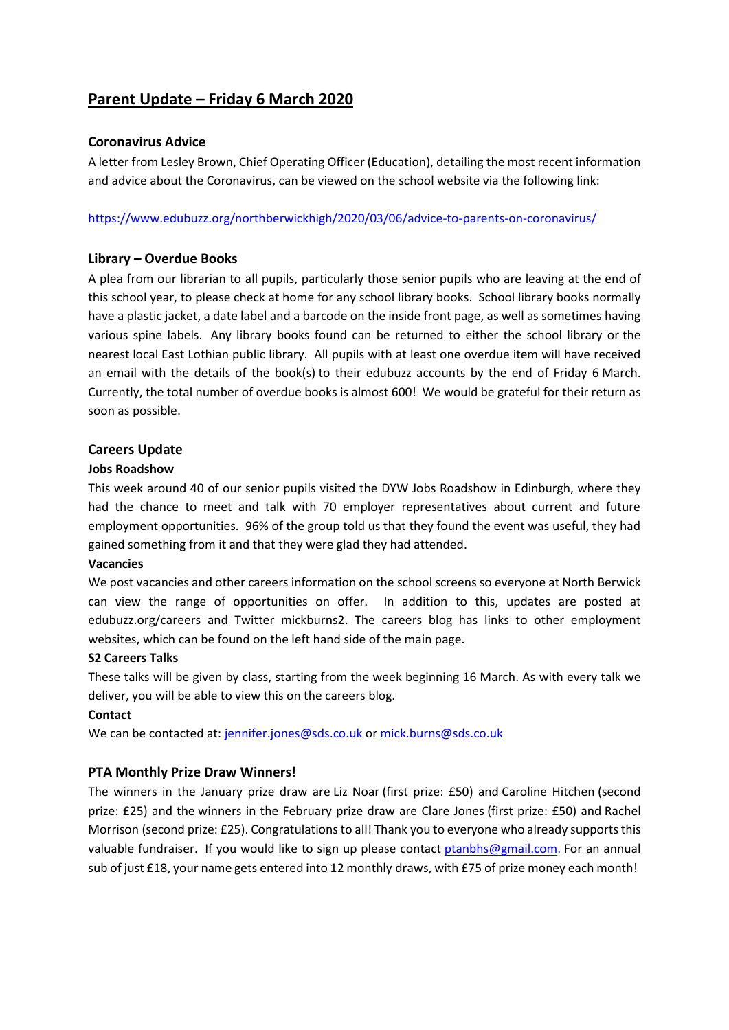# Parent Update – Friday 6 March 2020

## Coronavirus Advice

A letter from Lesley Brown, Chief Operating Officer (Education), detailing the most recent information and advice about the Coronavirus, can be viewed on the school website via the following link:

https://www.edubuzz.org/northberwickhigh/2020/03/06/advice-to-parents-on-coronavirus/

## Library – Overdue Books

A plea from our librarian to all pupils, particularly those senior pupils who are leaving at the end of this school year, to please check at home for any school library books. School library books normally have a plastic jacket, a date label and a barcode on the inside front page, as well as sometimes having various spine labels. Any library books found can be returned to either the school library or the nearest local East Lothian public library. All pupils with at least one overdue item will have received an email with the details of the book(s) to their edubuzz accounts by the end of Friday 6 March. Currently, the total number of overdue books is almost 600! We would be grateful for their return as soon as possible.

## Careers Update

### Jobs Roadshow

This week around 40 of our senior pupils visited the DYW Jobs Roadshow in Edinburgh, where they had the chance to meet and talk with 70 employer representatives about current and future employment opportunities. 96% of the group told us that they found the event was useful, they had gained something from it and that they were glad they had attended.

### Vacancies

We post vacancies and other careers information on the school screens so everyone at North Berwick can view the range of opportunities on offer. In addition to this, updates are posted at edubuzz.org/careers and Twitter mickburns2. The careers blog has links to other employment websites, which can be found on the left hand side of the main page.

### S2 Careers Talks

These talks will be given by class, starting from the week beginning 16 March. As with every talk we deliver, you will be able to view this on the careers blog.

### Contact

We can be contacted at: jennifer.jones@sds.co.uk or mick.burns@sds.co.uk

## PTA Monthly Prize Draw Winners!

The winners in the January prize draw are Liz Noar (first prize: £50) and Caroline Hitchen (second prize: £25) and the winners in the February prize draw are Clare Jones (first prize: £50) and Rachel Morrison (second prize: £25). Congratulations to all! Thank you to everyone who already supports this valuable fundraiser. If you would like to sign up please contact ptanbhs@gmail.com. For an annual sub of just £18, your name gets entered into 12 monthly draws, with £75 of prize money each month!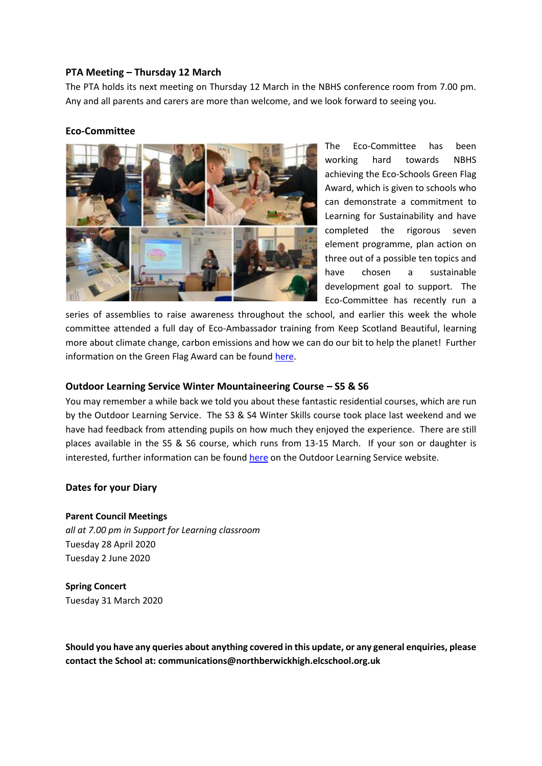### PTA Meeting – Thursday 12 March

The PTA holds its next meeting on Thursday 12 March in the NBHS conference room from 7.00 pm. Any and all parents and carers are more than welcome, and we look forward to seeing you.

### Eco-Committee

The Eco-Committee has been working hard towards NBHS achieving the Eco-Schools Green Flag Award, which is given to schools who can demonstrate a commitment to Learning for Sustainability and have completed the rigorous seven element programme, plan action on three out of a possible ten topics and have chosen a sustainable development goal to support. The Eco-Committee has recently run a series of assemblies to raise awareness throughout the school, and earlier this week the whole committee attended a full day of Eco-Ambassador training from Keep Scotland Beautiful, learning more about climate change, carbon emissions and how we can do our bit to help the planet! Further information on the Green Flag Award can be found here.

### Outdoor Learning Service Winter Mountaineering Course – S5 & S6

You may remember a while back we told you about these fantastic residential courses, which are run by the Outdoor Learning Service. The S3 & S4 Winter Skills course took place last weekend and we have had feedback from attending pupils on how much they enjoyed the experience. There are still places available in the S5 & S6 course, which runs from 13-15 March. If your son or daughter is interested, further information can be found here on the Outdoor Learning Service website.

### Dates for your Diary

**Parent Council Meetings**
*all at 7.00 pm in Support for Learning classroom*
Tuesday 28 April 2020
Tuesday 2 June 2020

**Spring Concert**
Tuesday 31 March 2020

**Should you have any queries about anything covered in this update, or any general enquiries, please contact the School at: communications@northberwickhigh.elcschool.org.uk**